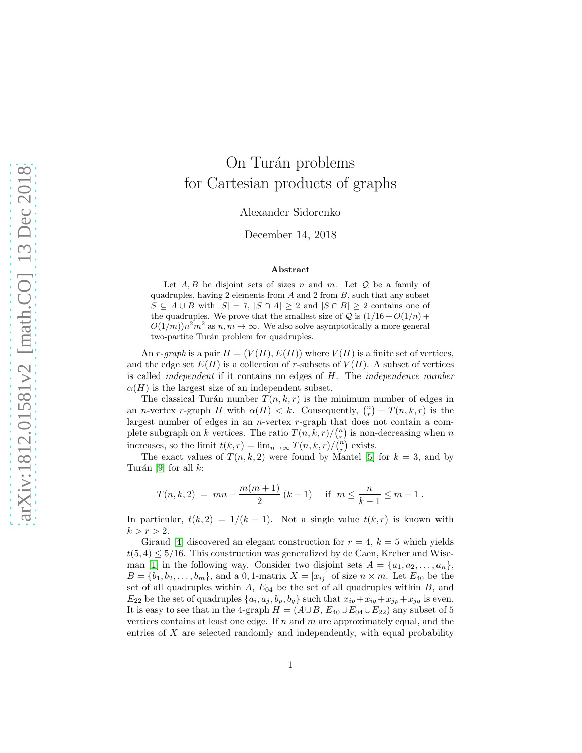# On Turán problems for Cartesian products of graphs

Alexander Sidorenko

December 14, 2018

### Abstract

Let $A, B$ be disjoint sets of sizes $n$ and $m$. Let $\mathcal{Q}$ be a family of quadruples, having 2 elements from $A$ and 2 from $B$, such that any subset $S \subseteq A \cup B$ with $|S| = 7$, $|S \cap A| \geq 2$ and $|S \cap B| \geq 2$ contains one of the quadruples. We prove that the smallest size of $\mathcal{Q}$ is $(1/16 + O(1/n) + O(1/m))n^2m^2$ as $n, m \to \infty$. We also solve asymptotically a more general two-partite Turán problem for quadruples.

An *r-graph* is a pair $H = (V(H), E(H))$ where $V(H)$ is a finite set of vertices, and the edge set $E(H)$ is a collection of $r$-subsets of $V(H)$. A subset of vertices is called *independent* if it contains no edges of $H$. The *independence number* $\alpha(H)$ is the largest size of an independent subset.

The classical Turán number $T(n, k, r)$ is the minimum number of edges in an $n$-vertex $r$-graph $H$ with $\alpha(H) < k$. Consequently, $\binom{n}{r} - T(n, k, r)$ is the largest number of edges in an $n$-vertex $r$-graph that does not contain a complete subgraph on $k$ vertices. The ratio $T(n, k, r)/\binom{n}{r}$ is non-decreasing when $n$ increases, so the limit $t(k, r) = \lim_{n\to\infty} T(n, k, r)/\binom{n}{r}$ exists.

The exact values of $T(n, k, 2)$ were found by Mantel [5] for $k = 3$, and by Turán [9] for all $k$:

$$T(n, k, 2) \;=\; mn - \frac{m(m+1)}{2}\,(k-1) \quad \text{ if } \; m \leq \frac{n}{k-1} \leq m+1\,.$$

In particular, $t(k, 2) = 1/(k-1)$. Not a single value $t(k, r)$ is known with $k > r > 2$.

Giraud [4] discovered an elegant construction for $r = 4$, $k = 5$ which yields $t(5, 4) \leq 5/16$. This construction was generalized by de Caen, Kreher and Wiseman [1] in the following way. Consider two disjoint sets $A = \{a_1, a_2, \ldots, a_n\}$, $B = \{b_1, b_2, \ldots, b_m\}$, and a $0,1$-matrix $X = [x_{ij}]$ of size $n \times m$. Let $E_{40}$ be the set of all quadruples within $A$, $E_{04}$ be the set of all quadruples within $B$, and $E_{22}$ be the set of quadruples $\{a_i, a_j, b_p, b_q\}$ such that $x_{ip} + x_{iq} + x_{jp} + x_{jq}$ is even. It is easy to see that in the 4-graph $H = (A \cup B,\, E_{40} \cup E_{04} \cup E_{22})$ any subset of 5 vertices contains at least one edge. If $n$ and $m$ are approximately equal, and the entries of $X$ are selected randomly and independently, with equal probability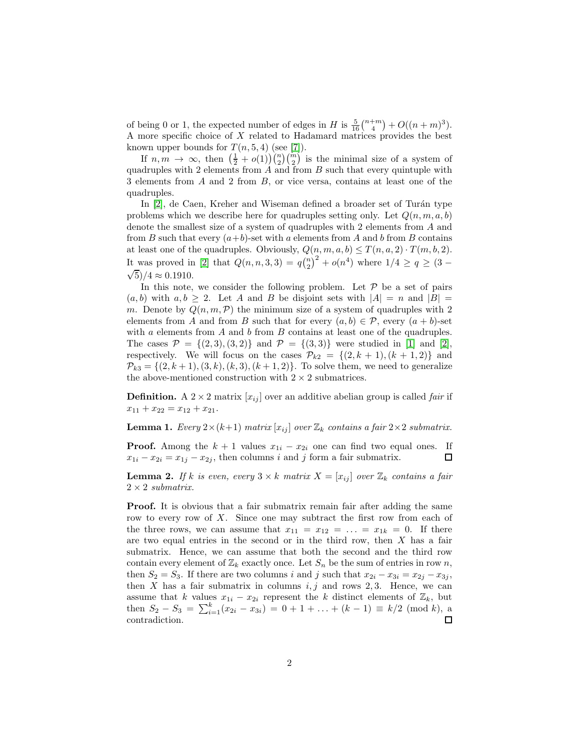of being 0 or 1, the expected number of edges in $H$ is $\frac{5}{16}\binom{n+m}{4} + O((n+m)^3)$. A more specific choice of $X$ related to Hadamard matrices provides the best known upper bounds for $T(n, 5, 4)$ (see [7]).

If $n, m \to \infty$, then $\left(\frac{1}{2} + o(1)\right)\binom{n}{2}\binom{m}{2}$ is the minimal size of a system of quadruples with 2 elements from $A$ and from $B$ such that every quintuple with 3 elements from $A$ and 2 from $B$, or vice versa, contains at least one of the quadruples.

In [2], de Caen, Kreher and Wiseman defined a broader set of Turán type problems which we describe here for quadruples setting only. Let $Q(n, m, a, b)$ denote the smallest size of a system of quadruples with 2 elements from $A$ and from $B$ such that every $(a+b)$-set with $a$ elements from $A$ and $b$ from $B$ contains at least one of the quadruples. Obviously, $Q(n, m, a, b) \leq T(n, a, 2) \cdot T(m, b, 2)$. It was proved in [2] that $Q(n, n, 3, 3) = q\binom{n}{2}^2 + o(n^4)$ where $1/4 \geq q \geq (3 - \sqrt{5})/4 \approx 0.1910$.

In this note, we consider the following problem. Let $\mathcal{P}$ be a set of pairs $(a, b)$ with $a, b \geq 2$. Let $A$ and $B$ be disjoint sets with $|A| = n$ and $|B| = m$. Denote by $Q(n, m, \mathcal{P})$ the minimum size of a system of quadruples with 2 elements from $A$ and from $B$ such that for every $(a, b) \in \mathcal{P}$, every $(a+b)$-set with $a$ elements from $A$ and $b$ from $B$ contains at least one of the quadruples. The cases $\mathcal{P} = \{(2, 3), (3, 2)\}$ and $\mathcal{P} = \{(3, 3)\}$ were studied in [1] and [2], respectively. We will focus on the cases $\mathcal{P}_{k2} = \{(2, k+1), (k+1, 2)\}$ and $\mathcal{P}_{k3} = \{(2, k+1), (3, k), (k, 3), (k+1, 2)\}$. To solve them, we need to generalize the above-mentioned construction with $2 \times 2$ submatrices.

**Definition.** A $2 \times 2$ matrix $[x_{ij}]$ over an additive abelian group is called *fair* if $x_{11} + x_{22} = x_{12} + x_{21}$.

**Lemma 1.** *Every $2 \times (k+1)$ matrix $[x_{ij}]$ over $\mathbb{Z}_k$ contains a fair $2 \times 2$ submatrix.*

**Proof.** Among the $k+1$ values $x_{1i} - x_{2i}$ one can find two equal ones. If $x_{1i} - x_{2i} = x_{1j} - x_{2j}$, then columns $i$ and $j$ form a fair submatrix. $\square$

**Lemma 2.** *If $k$ is even, every $3 \times k$ matrix $X = [x_{ij}]$ over $\mathbb{Z}_k$ contains a fair $2 \times 2$ submatrix.*

**Proof.** It is obvious that a fair submatrix remain fair after adding the same row to every row of $X$. Since one may subtract the first row from each of the three rows, we can assume that $x_{11} = x_{12} = \ldots = x_{1k} = 0$. If there are two equal entries in the second or in the third row, then $X$ has a fair submatrix. Hence, we can assume that both the second and the third row contain every element of $\mathbb{Z}_k$ exactly once. Let $S_n$ be the sum of entries in row $n$, then $S_2 = S_3$. If there are two columns $i$ and $j$ such that $x_{2i} - x_{3i} = x_{2j} - x_{3j}$, then $X$ has a fair submatrix in columns $i, j$ and rows $2, 3$. Hence, we can assume that $k$ values $x_{1i} - x_{2i}$ represent the $k$ distinct elements of $\mathbb{Z}_k$, but then $S_2 - S_3 = \sum_{i=1}^{k}(x_{2i} - x_{3i}) = 0 + 1 + \ldots + (k-1) \equiv k/2 \pmod{k}$, a contradiction. $\square$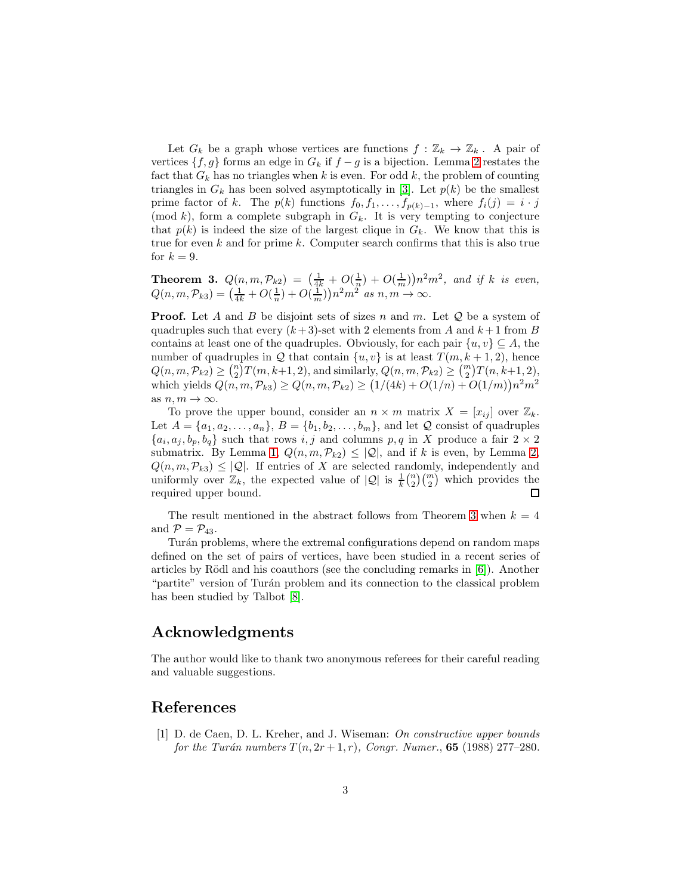Let $G_k$ be a graph whose vertices are functions $f : \mathbb{Z}_k \to \mathbb{Z}_k$. A pair of vertices $\{f, g\}$ forms an edge in $G_k$ if $f - g$ is a bijection. Lemma 2 restates the fact that $G_k$ has no triangles when $k$ is even. For odd $k$, the problem of counting triangles in $G_k$ has been solved asymptotically in [3]. Let $p(k)$ be the smallest prime factor of $k$. The $p(k)$ functions $f_0, f_1, \dots, f_{p(k)-1}$, where $f_i(j) = i \cdot j \pmod{k}$, form a complete subgraph in $G_k$. It is very tempting to conjecture that $p(k)$ is indeed the size of the largest clique in $G_k$. We know that this is true for even $k$ and for prime $k$. Computer search confirms that this is also true for $k = 9$.

**Theorem 3.** *$Q(n, m, \mathcal{P}_{k2}) = \big(\frac{1}{4k} + O(\frac{1}{n}) + O(\frac{1}{m})\big)n^2m^2$, and if $k$ is even, $Q(n, m, \mathcal{P}_{k3}) = \big(\frac{1}{4k} + O(\frac{1}{n}) + O(\frac{1}{m})\big)n^2m^2$ as $n, m \to \infty$.*

**Proof.** Let $A$ and $B$ be disjoint sets of sizes $n$ and $m$. Let $\mathcal{Q}$ be a system of quadruples such that every $(k+3)$-set with 2 elements from $A$ and $k+1$ from $B$ contains at least one of the quadruples. Obviously, for each pair $\{u, v\} \subseteq A$, the number of quadruples in $\mathcal{Q}$ that contain $\{u, v\}$ is at least $T(m, k+1, 2)$, hence $Q(n, m, \mathcal{P}_{k2}) \geq \binom{n}{2}T(m, k+1, 2)$, and similarly, $Q(n, m, \mathcal{P}_{k2}) \geq \binom{m}{2}T(n, k+1, 2)$, which yields $Q(n, m, \mathcal{P}_{k3}) \geq Q(n, m, \mathcal{P}_{k2}) \geq \big(1/(4k) + O(1/n) + O(1/m)\big)n^2m^2$ as $n, m \to \infty$.

To prove the upper bound, consider an $n \times m$ matrix $X = [x_{ij}]$ over $\mathbb{Z}_k$. Let $A = \{a_1, a_2, \dots, a_n\}$, $B = \{b_1, b_2, \dots, b_m\}$, and let $\mathcal{Q}$ consist of quadruples $\{a_i, a_j, b_p, b_q\}$ such that rows $i, j$ and columns $p, q$ in $X$ produce a fair $2 \times 2$ submatrix. By Lemma 1, $Q(n, m, \mathcal{P}_{k2}) \leq |\mathcal{Q}|$, and if $k$ is even, by Lemma 2, $Q(n, m, \mathcal{P}_{k3}) \leq |\mathcal{Q}|$. If entries of $X$ are selected randomly, independently and uniformly over $\mathbb{Z}_k$, the expected value of $|\mathcal{Q}|$ is $\frac{1}{k}\binom{n}{2}\binom{m}{2}$ which provides the required upper bound. $\square$

The result mentioned in the abstract follows from Theorem 3 when $k = 4$ and $\mathcal{P} = \mathcal{P}_{43}$.

Turán problems, where the extremal configurations depend on random maps defined on the set of pairs of vertices, have been studied in a recent series of articles by Rödl and his coauthors (see the concluding remarks in [6]). Another "partite" version of Turán problem and its connection to the classical problem has been studied by Talbot [8].

## Acknowledgments

The author would like to thank two anonymous referees for their careful reading and valuable suggestions.

## References

[1] D. de Caen, D. L. Kreher, and J. Wiseman: *On constructive upper bounds for the Turán numbers $T(n, 2r+1, r)$*, *Congr. Numer.*, **65** (1988) 277–280.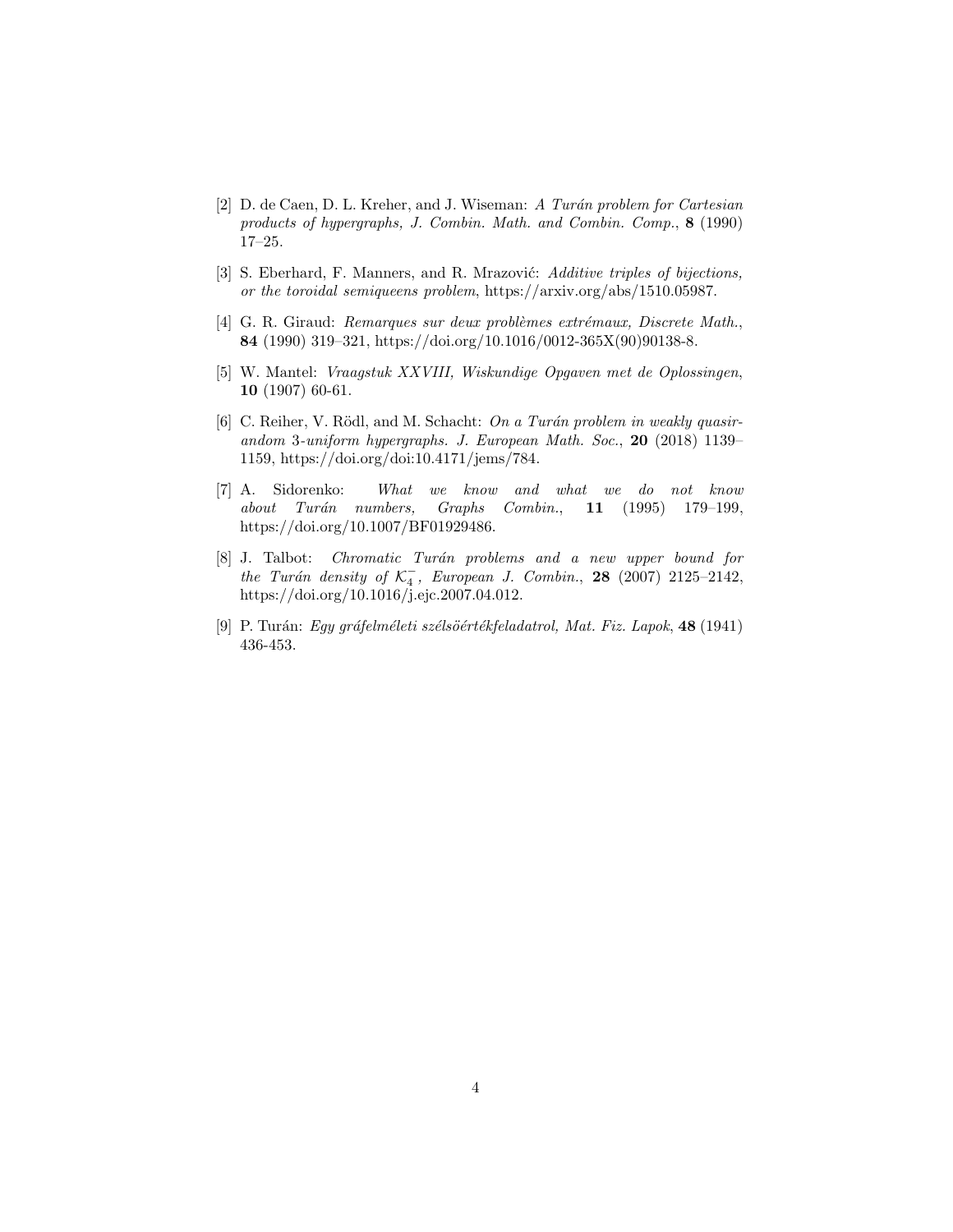[2] D. de Caen, D. L. Kreher, and J. Wiseman: *A Turán problem for Cartesian products of hypergraphs, J. Combin. Math. and Combin. Comp.*, **8** (1990) 17–25.

[3] S. Eberhard, F. Manners, and R. Mrazović: *Additive triples of bijections, or the toroidal semiqueens problem*, https://arxiv.org/abs/1510.05987.

[4] G. R. Giraud: *Remarques sur deux problèmes extrémaux, Discrete Math.*, **84** (1990) 319–321, https://doi.org/10.1016/0012-365X(90)90138-8.

[5] W. Mantel: *Vraagstuk XXVIII, Wiskundige Opgaven met de Oplossingen*, **10** (1907) 60-61.

[6] C. Reiher, V. Rödl, and M. Schacht: *On a Turán problem in weakly quasirandom 3-uniform hypergraphs. J. European Math. Soc.*, **20** (2018) 1139–1159, https://doi.org/doi:10.4171/jems/784.

[7] A. Sidorenko: *What we know and what we do not know about Turán numbers, Graphs Combin.*, **11** (1995) 179–199, https://doi.org/10.1007/BF01929486.

[8] J. Talbot: *Chromatic Turán problems and a new upper bound for the Turán density of $\mathcal{K}_4^-$, European J. Combin.*, **28** (2007) 2125–2142, https://doi.org/10.1016/j.ejc.2007.04.012.

[9] P. Turán: *Egy gráfelméleti szélsöértékfeladatrol, Mat. Fiz. Lapok*, **48** (1941) 436-453.